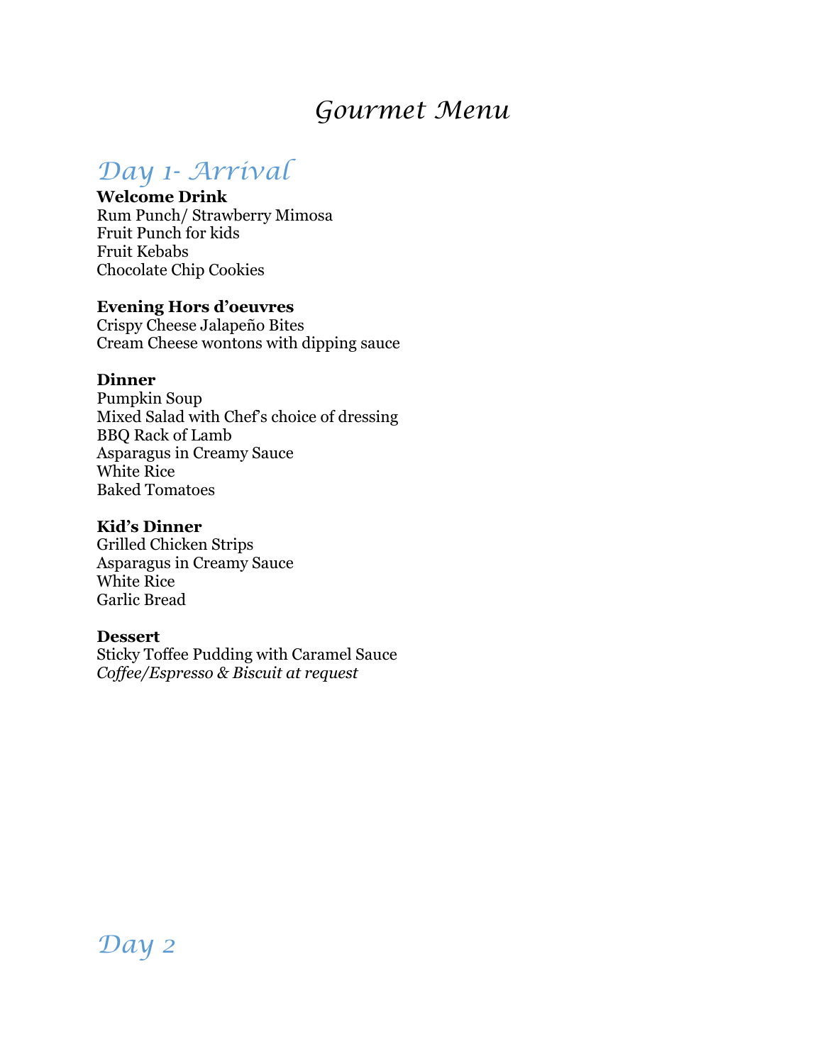# Gourmet Menu

## Day 1- Arrival

**Welcome Drink**
Rum Punch/ Strawberry Mimosa
Fruit Punch for kids
Fruit Kebabs
Chocolate Chip Cookies

**Evening Hors d'oeuvres**
Crispy Cheese Jalapeño Bites
Cream Cheese wontons with dipping sauce

**Dinner**
Pumpkin Soup
Mixed Salad with Chef's choice of dressing
BBQ Rack of Lamb
Asparagus in Creamy Sauce
White Rice
Baked Tomatoes

**Kid's Dinner**
Grilled Chicken Strips
Asparagus in Creamy Sauce
White Rice
Garlic Bread

**Dessert**
Sticky Toffee Pudding with Caramel Sauce
*Coffee/Espresso & Biscuit at request*

## Day 2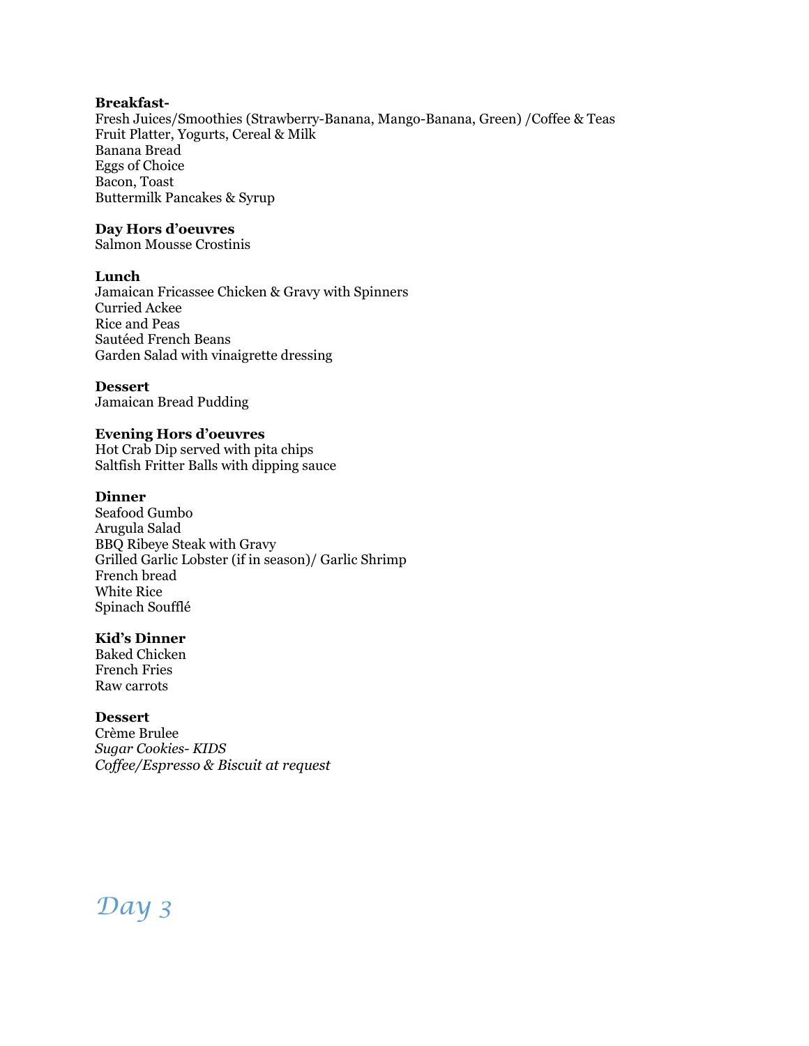**Breakfast-**
Fresh Juices/Smoothies (Strawberry-Banana, Mango-Banana, Green) /Coffee & Teas
Fruit Platter, Yogurts, Cereal & Milk
Banana Bread
Eggs of Choice
Bacon, Toast
Buttermilk Pancakes & Syrup

**Day Hors d'oeuvres**
Salmon Mousse Crostinis

**Lunch**
Jamaican Fricassee Chicken & Gravy with Spinners
Curried Ackee
Rice and Peas
Sautéed French Beans
Garden Salad with vinaigrette dressing

**Dessert**
Jamaican Bread Pudding

**Evening Hors d'oeuvres**
Hot Crab Dip served with pita chips
Saltfish Fritter Balls with dipping sauce

**Dinner**
Seafood Gumbo
Arugula Salad
BBQ Ribeye Steak with Gravy
Grilled Garlic Lobster (if in season)/ Garlic Shrimp
French bread
White Rice
Spinach Soufflé

**Kid's Dinner**
Baked Chicken
French Fries
Raw carrots

**Dessert**
Crème Brulee
*Sugar Cookies- KIDS*
*Coffee/Espresso & Biscuit at request*

## *Day 3*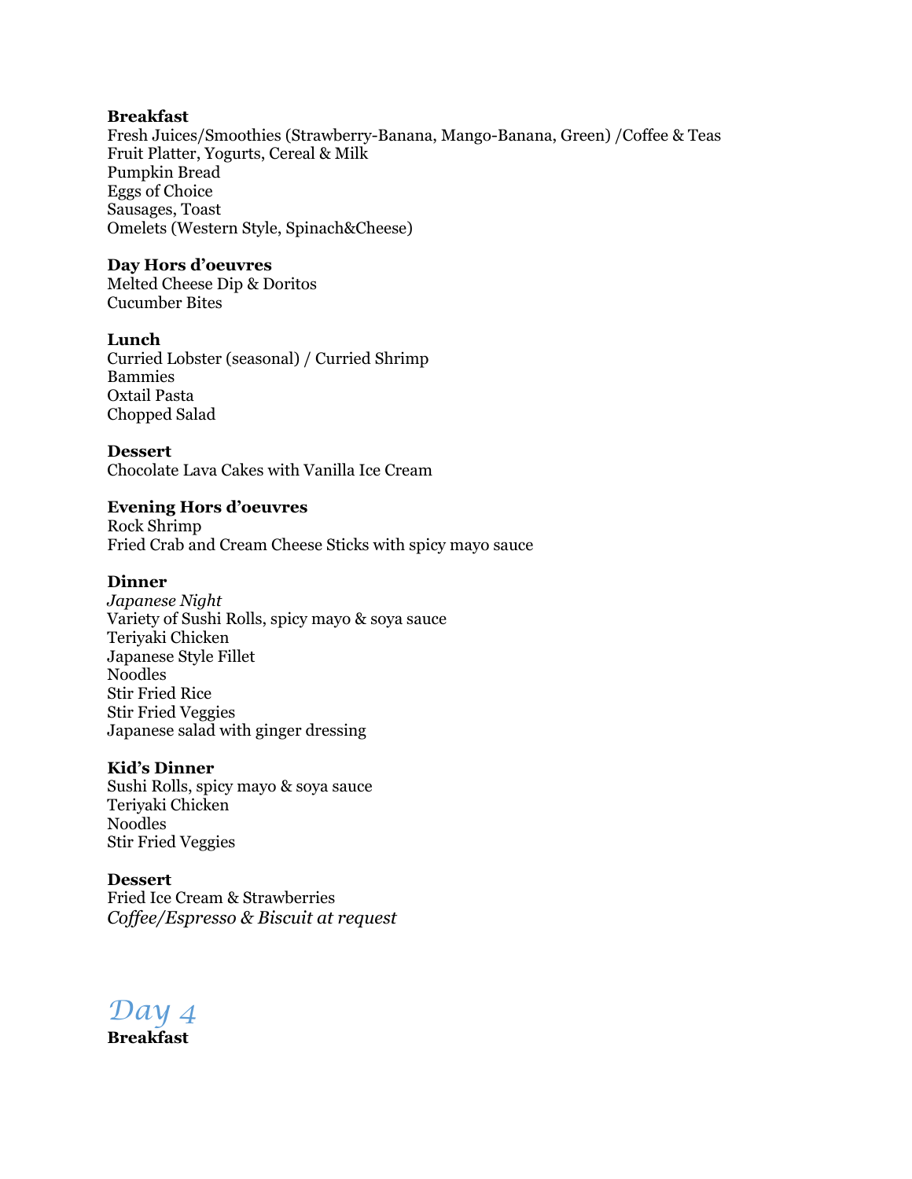**Breakfast**
Fresh Juices/Smoothies (Strawberry-Banana, Mango-Banana, Green) /Coffee & Teas
Fruit Platter, Yogurts, Cereal & Milk
Pumpkin Bread
Eggs of Choice
Sausages, Toast
Omelets (Western Style, Spinach&Cheese)

**Day Hors d'oeuvres**
Melted Cheese Dip & Doritos
Cucumber Bites

**Lunch**
Curried Lobster (seasonal) / Curried Shrimp
Bammies
Oxtail Pasta
Chopped Salad

**Dessert**
Chocolate Lava Cakes with Vanilla Ice Cream

**Evening Hors d'oeuvres**
Rock Shrimp
Fried Crab and Cream Cheese Sticks with spicy mayo sauce

**Dinner**
*Japanese Night*
Variety of Sushi Rolls, spicy mayo & soya sauce
Teriyaki Chicken
Japanese Style Fillet
Noodles
Stir Fried Rice
Stir Fried Veggies
Japanese salad with ginger dressing

**Kid's Dinner**
Sushi Rolls, spicy mayo & soya sauce
Teriyaki Chicken
Noodles
Stir Fried Veggies

**Dessert**
Fried Ice Cream & Strawberries
*Coffee/Espresso & Biscuit at request*

## Day 4

**Breakfast**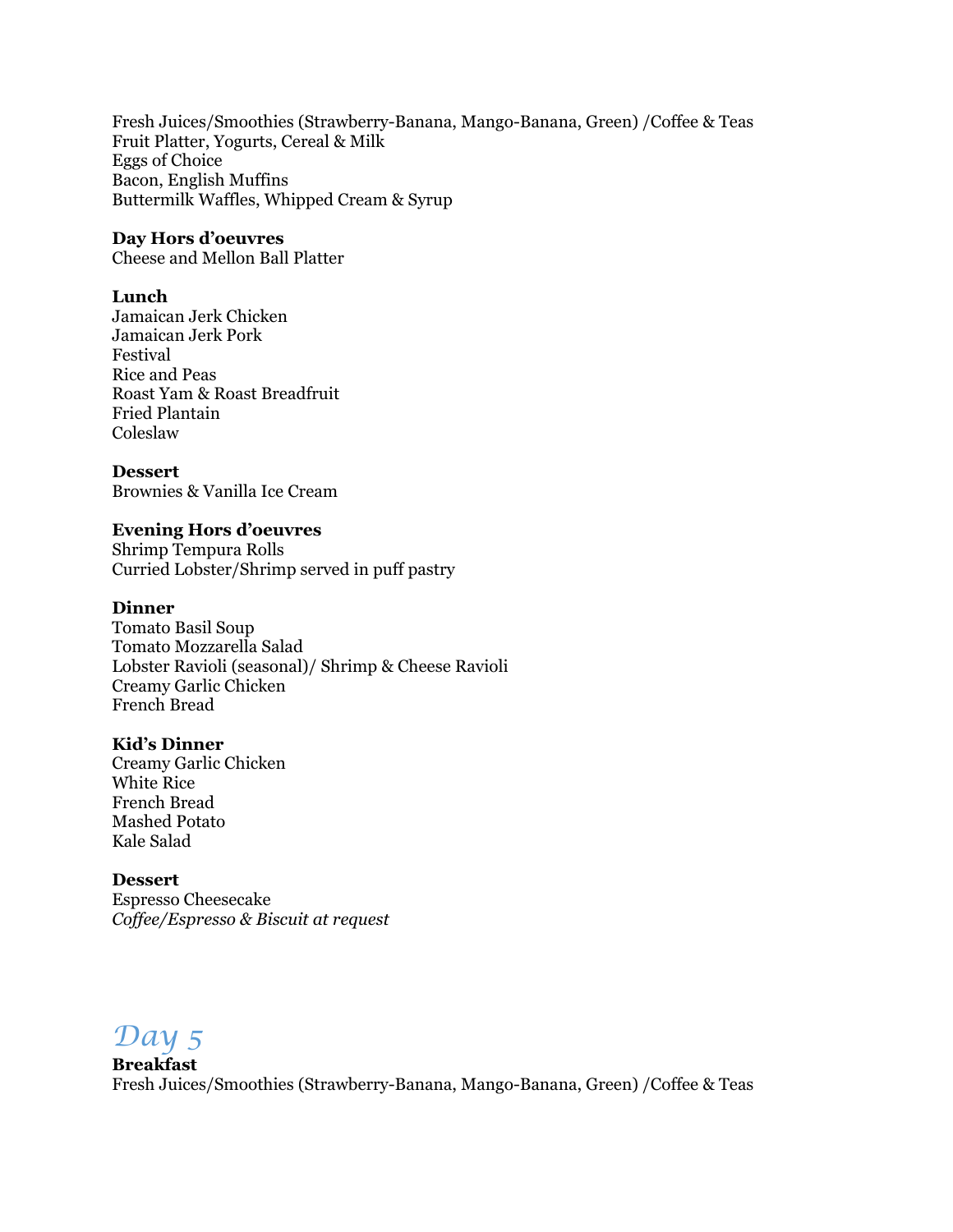Fresh Juices/Smoothies (Strawberry-Banana, Mango-Banana, Green) /Coffee & Teas
Fruit Platter, Yogurts, Cereal & Milk
Eggs of Choice
Bacon, English Muffins
Buttermilk Waffles, Whipped Cream & Syrup

**Day Hors d'oeuvres**
Cheese and Mellon Ball Platter

**Lunch**
Jamaican Jerk Chicken
Jamaican Jerk Pork
Festival
Rice and Peas
Roast Yam & Roast Breadfruit
Fried Plantain
Coleslaw

**Dessert**
Brownies & Vanilla Ice Cream

**Evening Hors d'oeuvres**
Shrimp Tempura Rolls
Curried Lobster/Shrimp served in puff pastry

**Dinner**
Tomato Basil Soup
Tomato Mozzarella Salad
Lobster Ravioli (seasonal)/ Shrimp & Cheese Ravioli
Creamy Garlic Chicken
French Bread

**Kid's Dinner**
Creamy Garlic Chicken
White Rice
French Bread
Mashed Potato
Kale Salad

**Dessert**
Espresso Cheesecake
*Coffee/Espresso & Biscuit at request*

## Day 5

**Breakfast**
Fresh Juices/Smoothies (Strawberry-Banana, Mango-Banana, Green) /Coffee & Teas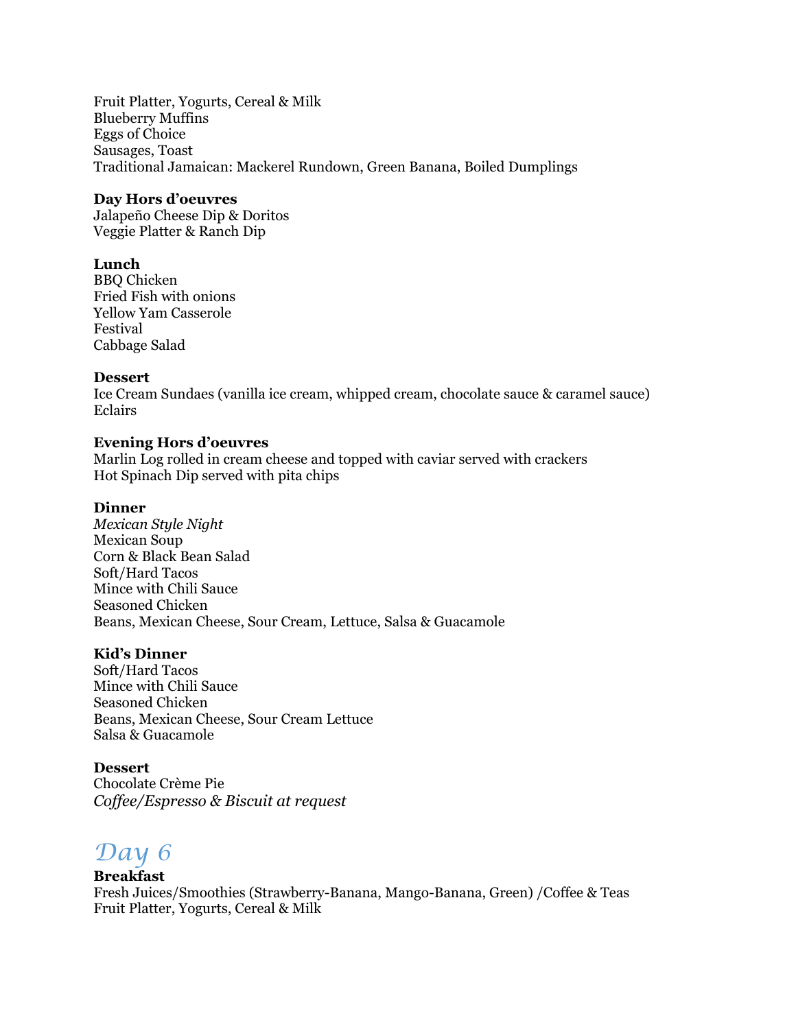Fruit Platter, Yogurts, Cereal & Milk
Blueberry Muffins
Eggs of Choice
Sausages, Toast
Traditional Jamaican: Mackerel Rundown, Green Banana, Boiled Dumplings

**Day Hors d'oeuvres**
Jalapeño Cheese Dip & Doritos
Veggie Platter & Ranch Dip

**Lunch**
BBQ Chicken
Fried Fish with onions
Yellow Yam Casserole
Festival
Cabbage Salad

**Dessert**
Ice Cream Sundaes (vanilla ice cream, whipped cream, chocolate sauce & caramel sauce)
Eclairs

**Evening Hors d'oeuvres**
Marlin Log rolled in cream cheese and topped with caviar served with crackers
Hot Spinach Dip served with pita chips

**Dinner**
*Mexican Style Night*
Mexican Soup
Corn & Black Bean Salad
Soft/Hard Tacos
Mince with Chili Sauce
Seasoned Chicken
Beans, Mexican Cheese, Sour Cream, Lettuce, Salsa & Guacamole

**Kid's Dinner**
Soft/Hard Tacos
Mince with Chili Sauce
Seasoned Chicken
Beans, Mexican Cheese, Sour Cream Lettuce
Salsa & Guacamole

**Dessert**
Chocolate Crème Pie
*Coffee/Espresso & Biscuit at request*

# Day 6

**Breakfast**
Fresh Juices/Smoothies (Strawberry-Banana, Mango-Banana, Green) /Coffee & Teas
Fruit Platter, Yogurts, Cereal & Milk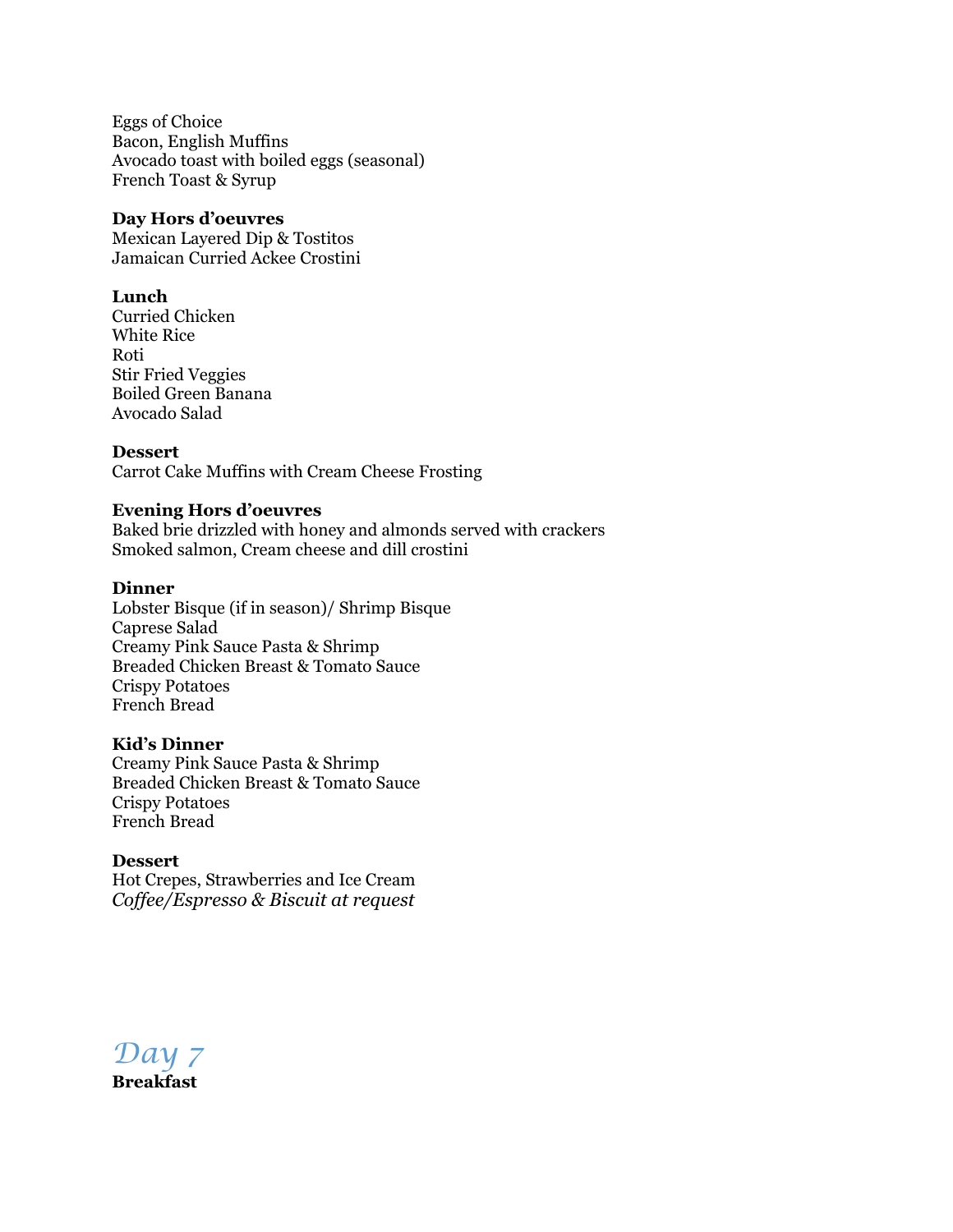Eggs of Choice
Bacon, English Muffins
Avocado toast with boiled eggs (seasonal)
French Toast & Syrup

**Day Hors d'oeuvres**
Mexican Layered Dip & Tostitos
Jamaican Curried Ackee Crostini

**Lunch**
Curried Chicken
White Rice
Roti
Stir Fried Veggies
Boiled Green Banana
Avocado Salad

**Dessert**
Carrot Cake Muffins with Cream Cheese Frosting

**Evening Hors d'oeuvres**
Baked brie drizzled with honey and almonds served with crackers
Smoked salmon, Cream cheese and dill crostini

**Dinner**
Lobster Bisque (if in season)/ Shrimp Bisque
Caprese Salad
Creamy Pink Sauce Pasta & Shrimp
Breaded Chicken Breast & Tomato Sauce
Crispy Potatoes
French Bread

**Kid's Dinner**
Creamy Pink Sauce Pasta & Shrimp
Breaded Chicken Breast & Tomato Sauce
Crispy Potatoes
French Bread

**Dessert**
Hot Crepes, Strawberries and Ice Cream
*Coffee/Espresso & Biscuit at request*

## Day 7

**Breakfast**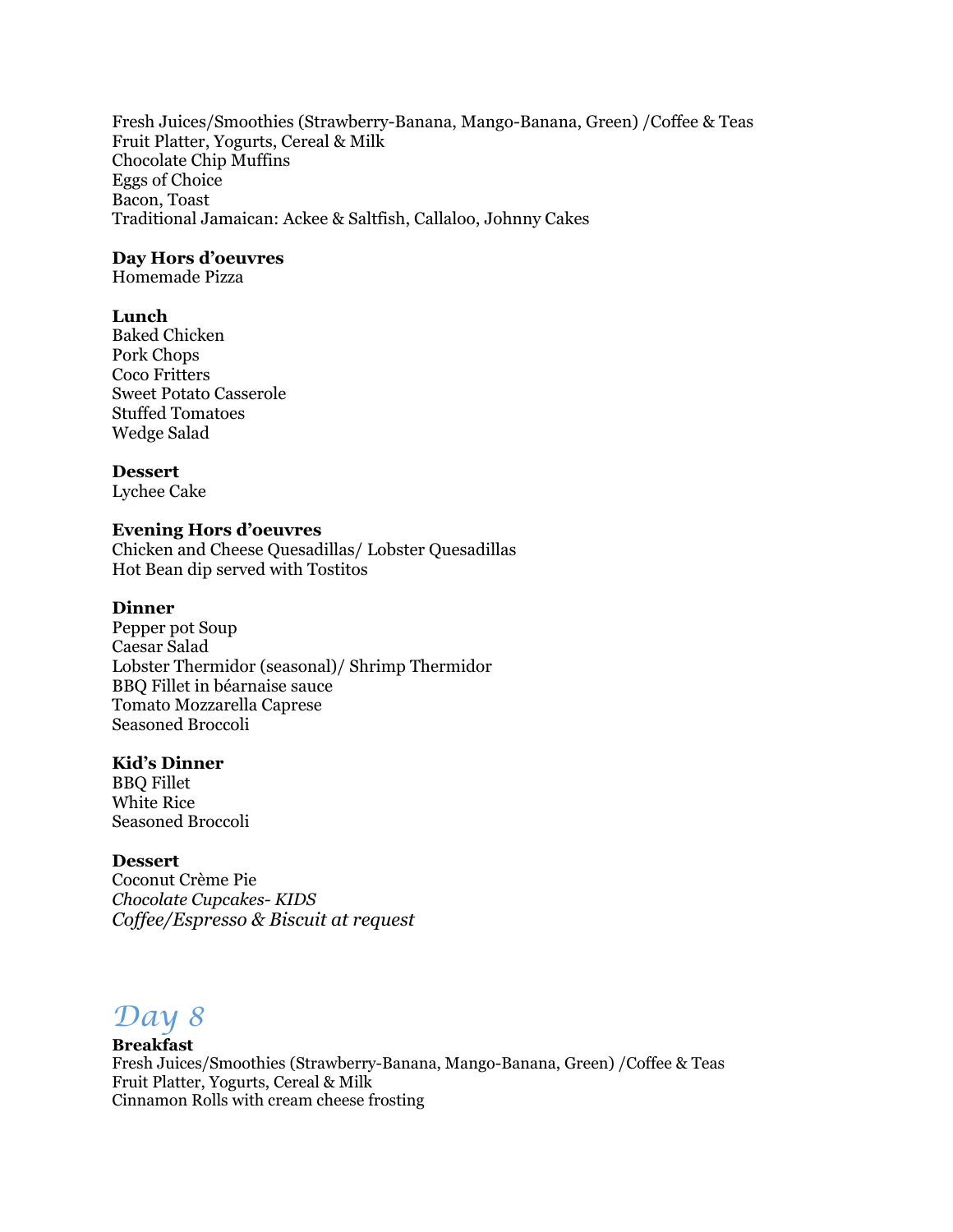Fresh Juices/Smoothies (Strawberry-Banana, Mango-Banana, Green) /Coffee & Teas
Fruit Platter, Yogurts, Cereal & Milk
Chocolate Chip Muffins
Eggs of Choice
Bacon, Toast
Traditional Jamaican: Ackee & Saltfish, Callaloo, Johnny Cakes

**Day Hors d'oeuvres**
Homemade Pizza

**Lunch**
Baked Chicken
Pork Chops
Coco Fritters
Sweet Potato Casserole
Stuffed Tomatoes
Wedge Salad

**Dessert**
Lychee Cake

**Evening Hors d'oeuvres**
Chicken and Cheese Quesadillas/ Lobster Quesadillas
Hot Bean dip served with Tostitos

**Dinner**
Pepper pot Soup
Caesar Salad
Lobster Thermidor (seasonal)/ Shrimp Thermidor
BBQ Fillet in béarnaise sauce
Tomato Mozzarella Caprese
Seasoned Broccoli

**Kid's Dinner**
BBQ Fillet
White Rice
Seasoned Broccoli

**Dessert**
Coconut Crème Pie
*Chocolate Cupcakes- KIDS*
*Coffee/Espresso & Biscuit at request*

## Day 8

**Breakfast**
Fresh Juices/Smoothies (Strawberry-Banana, Mango-Banana, Green) /Coffee & Teas
Fruit Platter, Yogurts, Cereal & Milk
Cinnamon Rolls with cream cheese frosting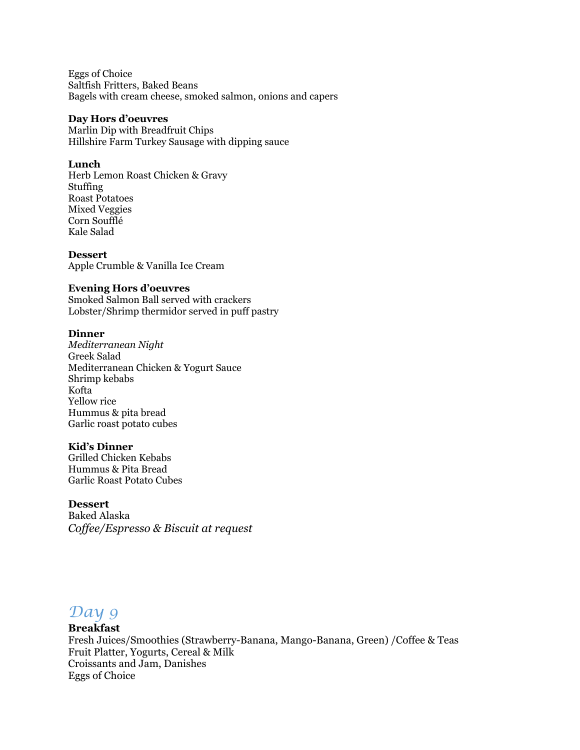Eggs of Choice
Saltfish Fritters, Baked Beans
Bagels with cream cheese, smoked salmon, onions and capers

**Day Hors d'oeuvres**
Marlin Dip with Breadfruit Chips
Hillshire Farm Turkey Sausage with dipping sauce

**Lunch**
Herb Lemon Roast Chicken & Gravy
Stuffing
Roast Potatoes
Mixed Veggies
Corn Soufflé
Kale Salad

**Dessert**
Apple Crumble & Vanilla Ice Cream

**Evening Hors d'oeuvres**
Smoked Salmon Ball served with crackers
Lobster/Shrimp thermidor served in puff pastry

**Dinner**
*Mediterranean Night*
Greek Salad
Mediterranean Chicken & Yogurt Sauce
Shrimp kebabs
Kofta
Yellow rice
Hummus & pita bread
Garlic roast potato cubes

**Kid's Dinner**
Grilled Chicken Kebabs
Hummus & Pita Bread
Garlic Roast Potato Cubes

**Dessert**
Baked Alaska
*Coffee/Espresso & Biscuit at request*

## *Day 9*

**Breakfast**
Fresh Juices/Smoothies (Strawberry-Banana, Mango-Banana, Green) /Coffee & Teas
Fruit Platter, Yogurts, Cereal & Milk
Croissants and Jam, Danishes
Eggs of Choice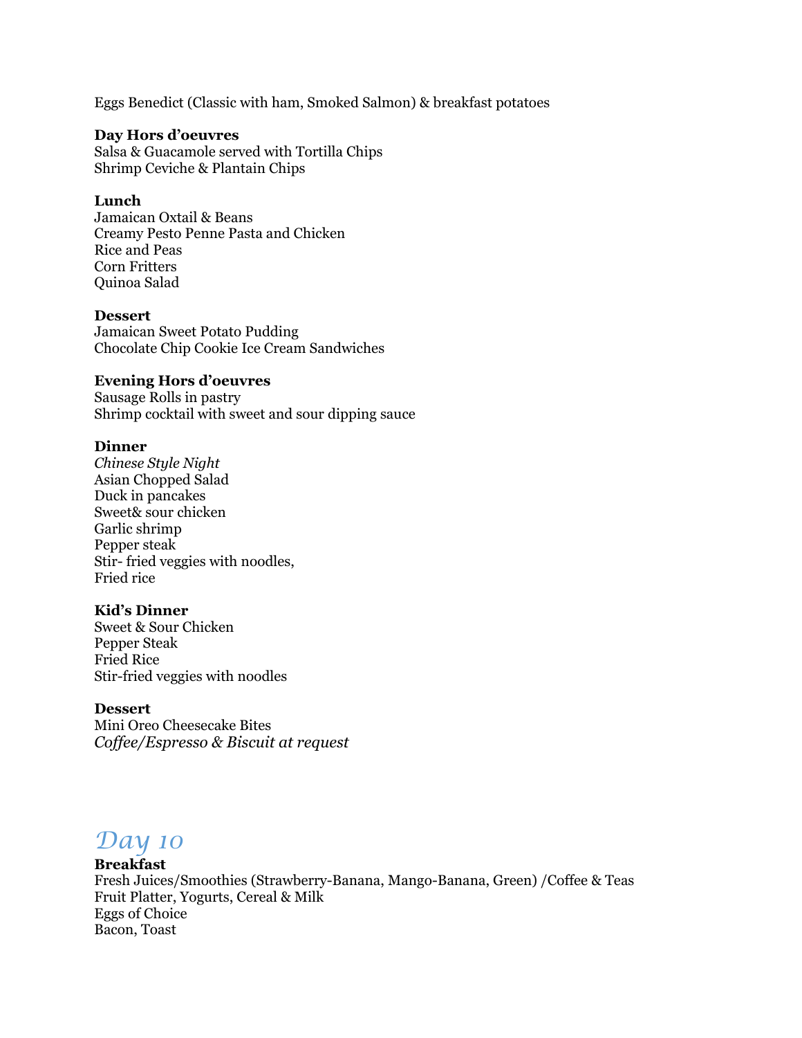Eggs Benedict (Classic with ham, Smoked Salmon) & breakfast potatoes

**Day Hors d'oeuvres**
Salsa & Guacamole served with Tortilla Chips
Shrimp Ceviche & Plantain Chips

**Lunch**
Jamaican Oxtail & Beans
Creamy Pesto Penne Pasta and Chicken
Rice and Peas
Corn Fritters
Quinoa Salad

**Dessert**
Jamaican Sweet Potato Pudding
Chocolate Chip Cookie Ice Cream Sandwiches

**Evening Hors d'oeuvres**
Sausage Rolls in pastry
Shrimp cocktail with sweet and sour dipping sauce

**Dinner**
*Chinese Style Night*
Asian Chopped Salad
Duck in pancakes
Sweet& sour chicken
Garlic shrimp
Pepper steak
Stir- fried veggies with noodles,
Fried rice

**Kid's Dinner**
Sweet & Sour Chicken
Pepper Steak
Fried Rice
Stir-fried veggies with noodles

**Dessert**
Mini Oreo Cheesecake Bites
*Coffee/Espresso & Biscuit at request*

# Day 10

**Breakfast**
Fresh Juices/Smoothies (Strawberry-Banana, Mango-Banana, Green) /Coffee & Teas
Fruit Platter, Yogurts, Cereal & Milk
Eggs of Choice
Bacon, Toast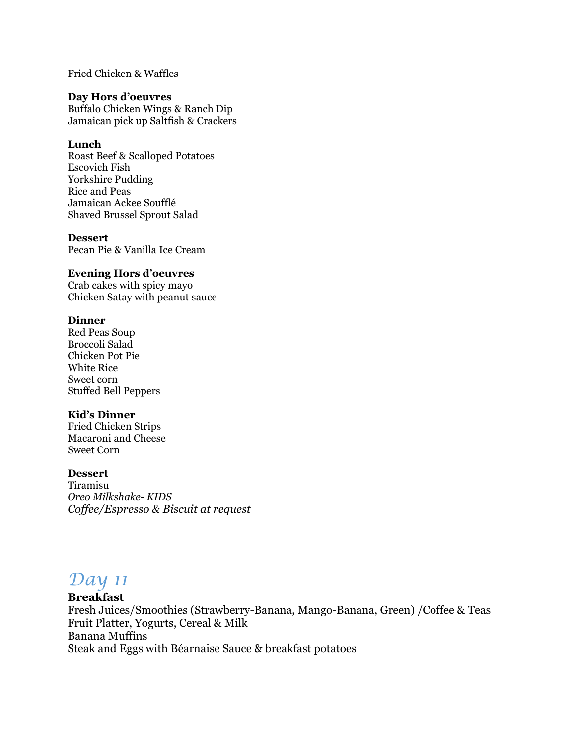Fried Chicken & Waffles

**Day Hors d'oeuvres**
Buffalo Chicken Wings & Ranch Dip
Jamaican pick up Saltfish & Crackers

**Lunch**
Roast Beef & Scalloped Potatoes
Escovich Fish
Yorkshire Pudding
Rice and Peas
Jamaican Ackee Soufflé
Shaved Brussel Sprout Salad

**Dessert**
Pecan Pie & Vanilla Ice Cream

**Evening Hors d'oeuvres**
Crab cakes with spicy mayo
Chicken Satay with peanut sauce

**Dinner**
Red Peas Soup
Broccoli Salad
Chicken Pot Pie
White Rice
Sweet corn
Stuffed Bell Peppers

**Kid's Dinner**
Fried Chicken Strips
Macaroni and Cheese
Sweet Corn

**Dessert**
Tiramisu
*Oreo Milkshake- KIDS*
*Coffee/Espresso & Biscuit at request*

## Day 11

**Breakfast**
Fresh Juices/Smoothies (Strawberry-Banana, Mango-Banana, Green) /Coffee & Teas
Fruit Platter, Yogurts, Cereal & Milk
Banana Muffins
Steak and Eggs with Béarnaise Sauce & breakfast potatoes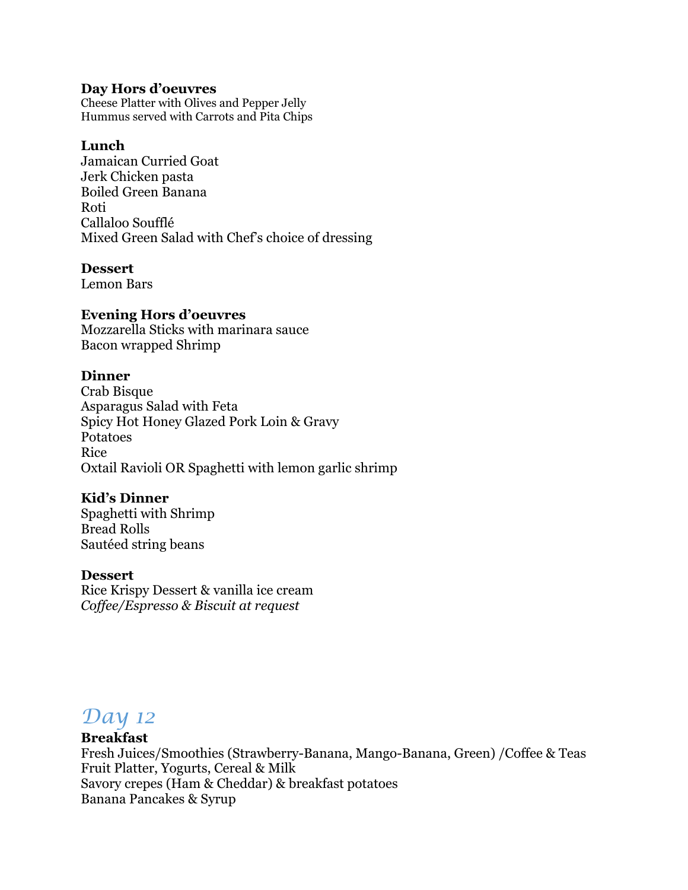**Day Hors d'oeuvres**
Cheese Platter with Olives and Pepper Jelly
Hummus served with Carrots and Pita Chips

**Lunch**
Jamaican Curried Goat
Jerk Chicken pasta
Boiled Green Banana
Roti
Callaloo Soufflé
Mixed Green Salad with Chef's choice of dressing

**Dessert**
Lemon Bars

**Evening Hors d'oeuvres**
Mozzarella Sticks with marinara sauce
Bacon wrapped Shrimp

**Dinner**
Crab Bisque
Asparagus Salad with Feta
Spicy Hot Honey Glazed Pork Loin & Gravy
Potatoes
Rice
Oxtail Ravioli OR Spaghetti with lemon garlic shrimp

**Kid's Dinner**
Spaghetti with Shrimp
Bread Rolls
Sautéed string beans

**Dessert**
Rice Krispy Dessert & vanilla ice cream
*Coffee/Espresso & Biscuit at request*

## *Day 12*

**Breakfast**
Fresh Juices/Smoothies (Strawberry-Banana, Mango-Banana, Green) /Coffee & Teas
Fruit Platter, Yogurts, Cereal & Milk
Savory crepes (Ham & Cheddar) & breakfast potatoes
Banana Pancakes & Syrup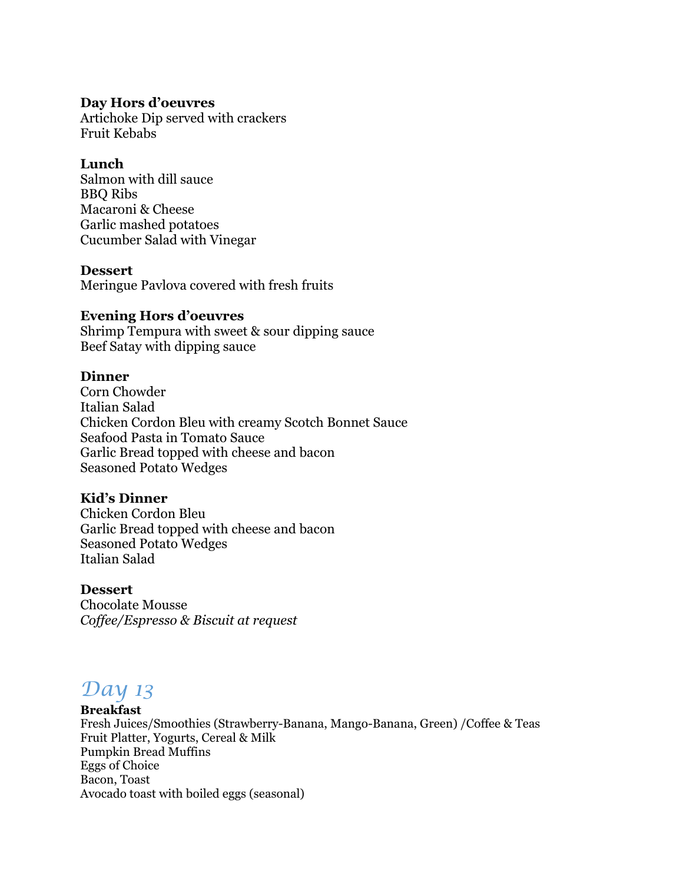**Day Hors d'oeuvres**
Artichoke Dip served with crackers
Fruit Kebabs

**Lunch**
Salmon with dill sauce
BBQ Ribs
Macaroni & Cheese
Garlic mashed potatoes
Cucumber Salad with Vinegar

**Dessert**
Meringue Pavlova covered with fresh fruits

**Evening Hors d'oeuvres**
Shrimp Tempura with sweet & sour dipping sauce
Beef Satay with dipping sauce

**Dinner**
Corn Chowder
Italian Salad
Chicken Cordon Bleu with creamy Scotch Bonnet Sauce
Seafood Pasta in Tomato Sauce
Garlic Bread topped with cheese and bacon
Seasoned Potato Wedges

**Kid's Dinner**
Chicken Cordon Bleu
Garlic Bread topped with cheese and bacon
Seasoned Potato Wedges
Italian Salad

**Dessert**
Chocolate Mousse
*Coffee/Espresso & Biscuit at request*

## Day 13

**Breakfast**
Fresh Juices/Smoothies (Strawberry-Banana, Mango-Banana, Green) /Coffee & Teas
Fruit Platter, Yogurts, Cereal & Milk
Pumpkin Bread Muffins
Eggs of Choice
Bacon, Toast
Avocado toast with boiled eggs (seasonal)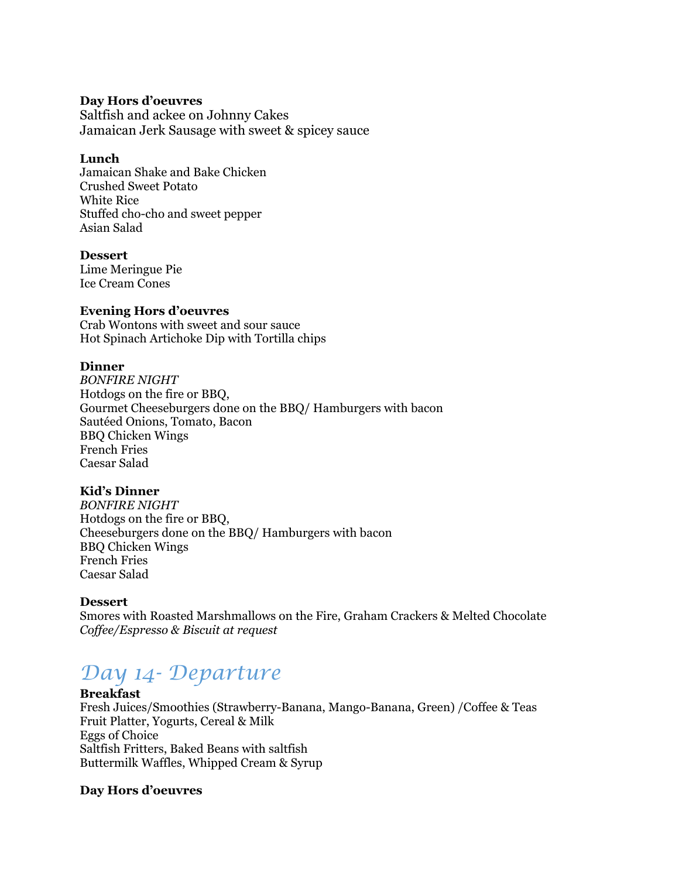**Day Hors d'oeuvres**
Saltfish and ackee on Johnny Cakes
Jamaican Jerk Sausage with sweet & spicey sauce

**Lunch**
Jamaican Shake and Bake Chicken
Crushed Sweet Potato
White Rice
Stuffed cho-cho and sweet pepper
Asian Salad

**Dessert**
Lime Meringue Pie
Ice Cream Cones

**Evening Hors d'oeuvres**
Crab Wontons with sweet and sour sauce
Hot Spinach Artichoke Dip with Tortilla chips

**Dinner**
*BONFIRE NIGHT*
Hotdogs on the fire or BBQ,
Gourmet Cheeseburgers done on the BBQ/ Hamburgers with bacon
Sautéed Onions, Tomato, Bacon
BBQ Chicken Wings
French Fries
Caesar Salad

**Kid's Dinner**
*BONFIRE NIGHT*
Hotdogs on the fire or BBQ,
Cheeseburgers done on the BBQ/ Hamburgers with bacon
BBQ Chicken Wings
French Fries
Caesar Salad

**Dessert**
Smores with Roasted Marshmallows on the Fire, Graham Crackers & Melted Chocolate
*Coffee/Espresso & Biscuit at request*

## Day 14- Departure

**Breakfast**
Fresh Juices/Smoothies (Strawberry-Banana, Mango-Banana, Green) /Coffee & Teas
Fruit Platter, Yogurts, Cereal & Milk
Eggs of Choice
Saltfish Fritters, Baked Beans with saltfish
Buttermilk Waffles, Whipped Cream & Syrup

**Day Hors d'oeuvres**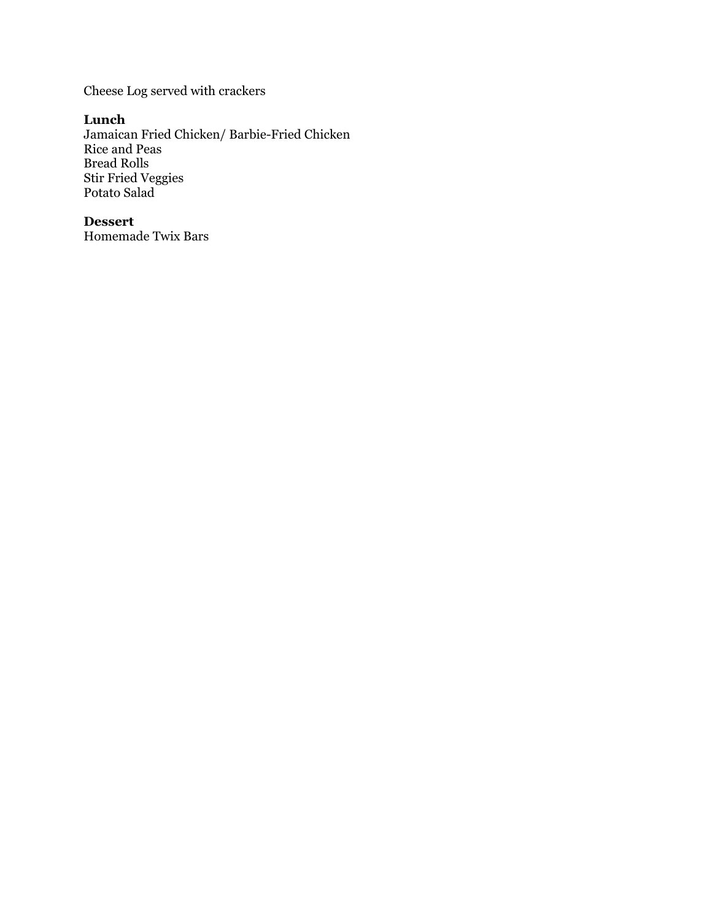Cheese Log served with crackers

**Lunch**

Jamaican Fried Chicken/ Barbie-Fried Chicken
Rice and Peas
Bread Rolls
Stir Fried Veggies
Potato Salad

**Dessert**

Homemade Twix Bars